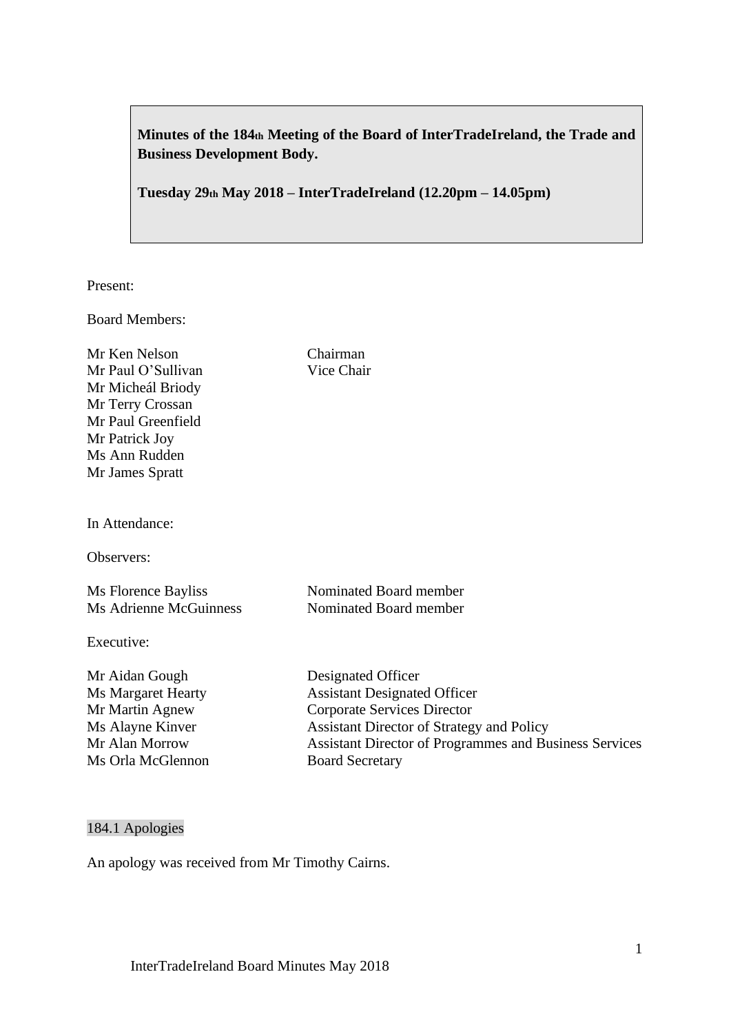**Minutes of the 184th Meeting of the Board of InterTradeIreland, the Trade and Business Development Body.**

**Tuesday 29th May 2018 – InterTradeIreland (12.20pm – 14.05pm)**

Present:

Board Members:

| | |
|---|---|
| Mr Ken Nelson | Chairman |
| Mr Paul O’Sullivan | Vice Chair |
| Mr Micheál Briody | |
| Mr Terry Crossan | |
| Mr Paul Greenfield | |
| Mr Patrick Joy | |
| Ms Ann Rudden | |
| Mr James Spratt | |

In Attendance:

Observers:

| | |
|---|---|
| Ms Florence Bayliss | Nominated Board member |
| Ms Adrienne McGuinness | Nominated Board member |

Executive:

| | |
|---|---|
| Mr Aidan Gough | Designated Officer |
| Ms Margaret Hearty | Assistant Designated Officer |
| Mr Martin Agnew | Corporate Services Director |
| Ms Alayne Kinver | Assistant Director of Strategy and Policy |
| Mr Alan Morrow | Assistant Director of Programmes and Business Services |
| Ms Orla McGlennon | Board Secretary |

## 184.1 Apologies

An apology was received from Mr Timothy Cairns.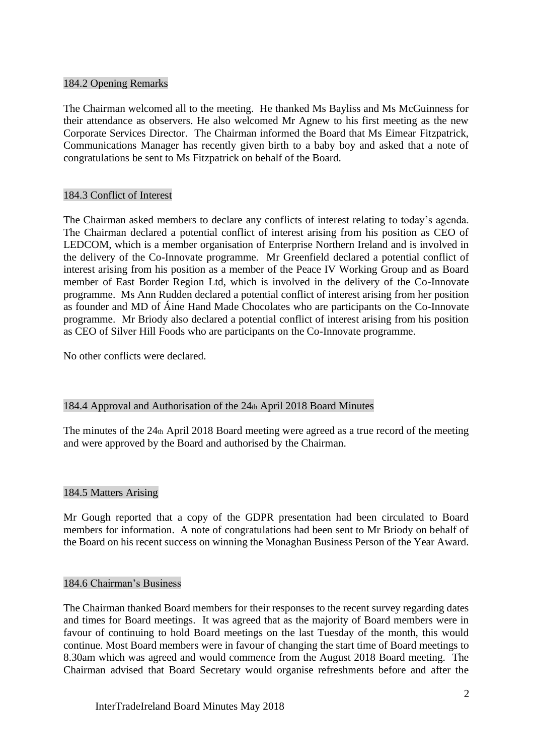## 184.2 Opening Remarks

The Chairman welcomed all to the meeting. He thanked Ms Bayliss and Ms McGuinness for their attendance as observers. He also welcomed Mr Agnew to his first meeting as the new Corporate Services Director. The Chairman informed the Board that Ms Eimear Fitzpatrick, Communications Manager has recently given birth to a baby boy and asked that a note of congratulations be sent to Ms Fitzpatrick on behalf of the Board.

## 184.3 Conflict of Interest

The Chairman asked members to declare any conflicts of interest relating to today's agenda. The Chairman declared a potential conflict of interest arising from his position as CEO of LEDCOM, which is a member organisation of Enterprise Northern Ireland and is involved in the delivery of the Co-Innovate programme. Mr Greenfield declared a potential conflict of interest arising from his position as a member of the Peace IV Working Group and as Board member of East Border Region Ltd, which is involved in the delivery of the Co-Innovate programme. Ms Ann Rudden declared a potential conflict of interest arising from her position as founder and MD of Áine Hand Made Chocolates who are participants on the Co-Innovate programme. Mr Briody also declared a potential conflict of interest arising from his position as CEO of Silver Hill Foods who are participants on the Co-Innovate programme.

No other conflicts were declared.

## 184.4 Approval and Authorisation of the 24th April 2018 Board Minutes

The minutes of the 24th April 2018 Board meeting were agreed as a true record of the meeting and were approved by the Board and authorised by the Chairman.

## 184.5 Matters Arising

Mr Gough reported that a copy of the GDPR presentation had been circulated to Board members for information. A note of congratulations had been sent to Mr Briody on behalf of the Board on his recent success on winning the Monaghan Business Person of the Year Award.

## 184.6 Chairman's Business

The Chairman thanked Board members for their responses to the recent survey regarding dates and times for Board meetings. It was agreed that as the majority of Board members were in favour of continuing to hold Board meetings on the last Tuesday of the month, this would continue. Most Board members were in favour of changing the start time of Board meetings to 8.30am which was agreed and would commence from the August 2018 Board meeting. The Chairman advised that Board Secretary would organise refreshments before and after the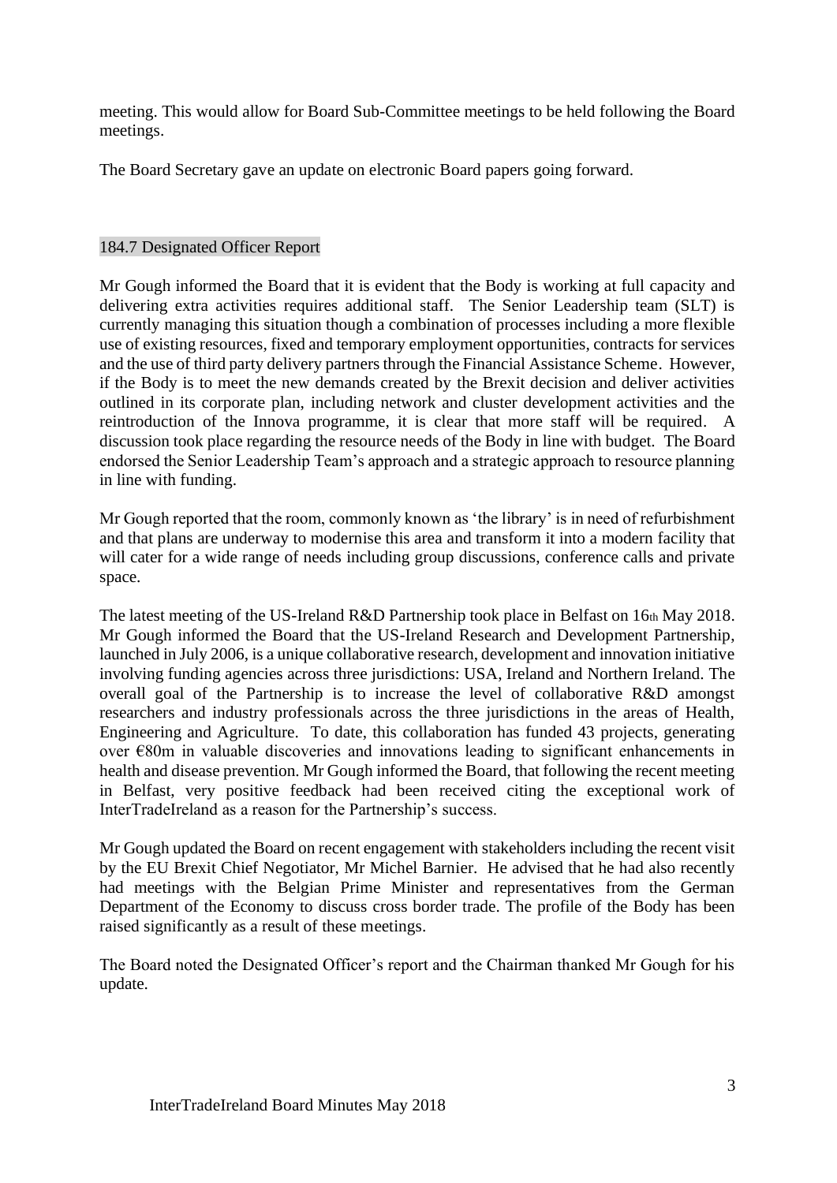meeting. This would allow for Board Sub-Committee meetings to be held following the Board meetings.

The Board Secretary gave an update on electronic Board papers going forward.

## 184.7 Designated Officer Report

Mr Gough informed the Board that it is evident that the Body is working at full capacity and delivering extra activities requires additional staff. The Senior Leadership team (SLT) is currently managing this situation though a combination of processes including a more flexible use of existing resources, fixed and temporary employment opportunities, contracts for services and the use of third party delivery partners through the Financial Assistance Scheme. However, if the Body is to meet the new demands created by the Brexit decision and deliver activities outlined in its corporate plan, including network and cluster development activities and the reintroduction of the Innova programme, it is clear that more staff will be required. A discussion took place regarding the resource needs of the Body in line with budget. The Board endorsed the Senior Leadership Team's approach and a strategic approach to resource planning in line with funding.

Mr Gough reported that the room, commonly known as 'the library' is in need of refurbishment and that plans are underway to modernise this area and transform it into a modern facility that will cater for a wide range of needs including group discussions, conference calls and private space.

The latest meeting of the US-Ireland R&D Partnership took place in Belfast on 16th May 2018. Mr Gough informed the Board that the US-Ireland Research and Development Partnership, launched in July 2006, is a unique collaborative research, development and innovation initiative involving funding agencies across three jurisdictions: USA, Ireland and Northern Ireland. The overall goal of the Partnership is to increase the level of collaborative R&D amongst researchers and industry professionals across the three jurisdictions in the areas of Health, Engineering and Agriculture. To date, this collaboration has funded 43 projects, generating over €80m in valuable discoveries and innovations leading to significant enhancements in health and disease prevention. Mr Gough informed the Board, that following the recent meeting in Belfast, very positive feedback had been received citing the exceptional work of InterTradeIreland as a reason for the Partnership's success.

Mr Gough updated the Board on recent engagement with stakeholders including the recent visit by the EU Brexit Chief Negotiator, Mr Michel Barnier. He advised that he had also recently had meetings with the Belgian Prime Minister and representatives from the German Department of the Economy to discuss cross border trade. The profile of the Body has been raised significantly as a result of these meetings.

The Board noted the Designated Officer's report and the Chairman thanked Mr Gough for his update.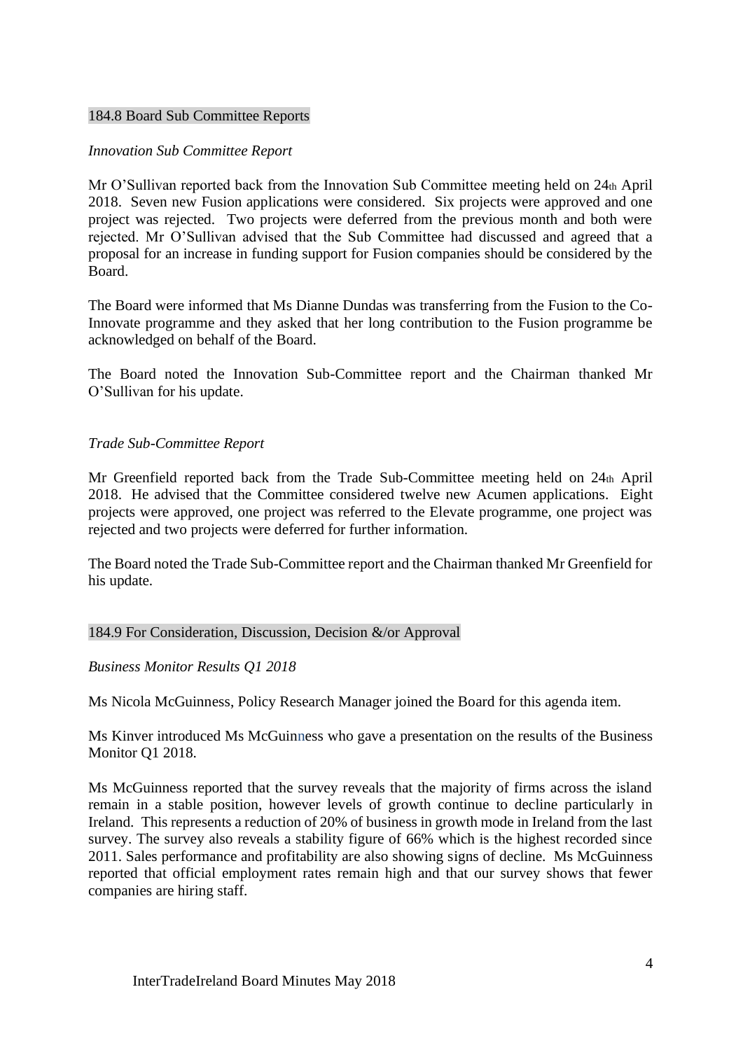## 184.8 Board Sub Committee Reports

*Innovation Sub Committee Report*

Mr O'Sullivan reported back from the Innovation Sub Committee meeting held on 24th April 2018. Seven new Fusion applications were considered. Six projects were approved and one project was rejected. Two projects were deferred from the previous month and both were rejected. Mr O'Sullivan advised that the Sub Committee had discussed and agreed that a proposal for an increase in funding support for Fusion companies should be considered by the Board.

The Board were informed that Ms Dianne Dundas was transferring from the Fusion to the Co-Innovate programme and they asked that her long contribution to the Fusion programme be acknowledged on behalf of the Board.

The Board noted the Innovation Sub-Committee report and the Chairman thanked Mr O'Sullivan for his update.

*Trade Sub-Committee Report*

Mr Greenfield reported back from the Trade Sub-Committee meeting held on 24th April 2018. He advised that the Committee considered twelve new Acumen applications. Eight projects were approved, one project was referred to the Elevate programme, one project was rejected and two projects were deferred for further information.

The Board noted the Trade Sub-Committee report and the Chairman thanked Mr Greenfield for his update.

## 184.9 For Consideration, Discussion, Decision &/or Approval

*Business Monitor Results Q1 2018*

Ms Nicola McGuinness, Policy Research Manager joined the Board for this agenda item.

Ms Kinver introduced Ms McGuinness who gave a presentation on the results of the Business Monitor Q1 2018.

Ms McGuinness reported that the survey reveals that the majority of firms across the island remain in a stable position, however levels of growth continue to decline particularly in Ireland. This represents a reduction of 20% of business in growth mode in Ireland from the last survey. The survey also reveals a stability figure of 66% which is the highest recorded since 2011. Sales performance and profitability are also showing signs of decline. Ms McGuinness reported that official employment rates remain high and that our survey shows that fewer companies are hiring staff.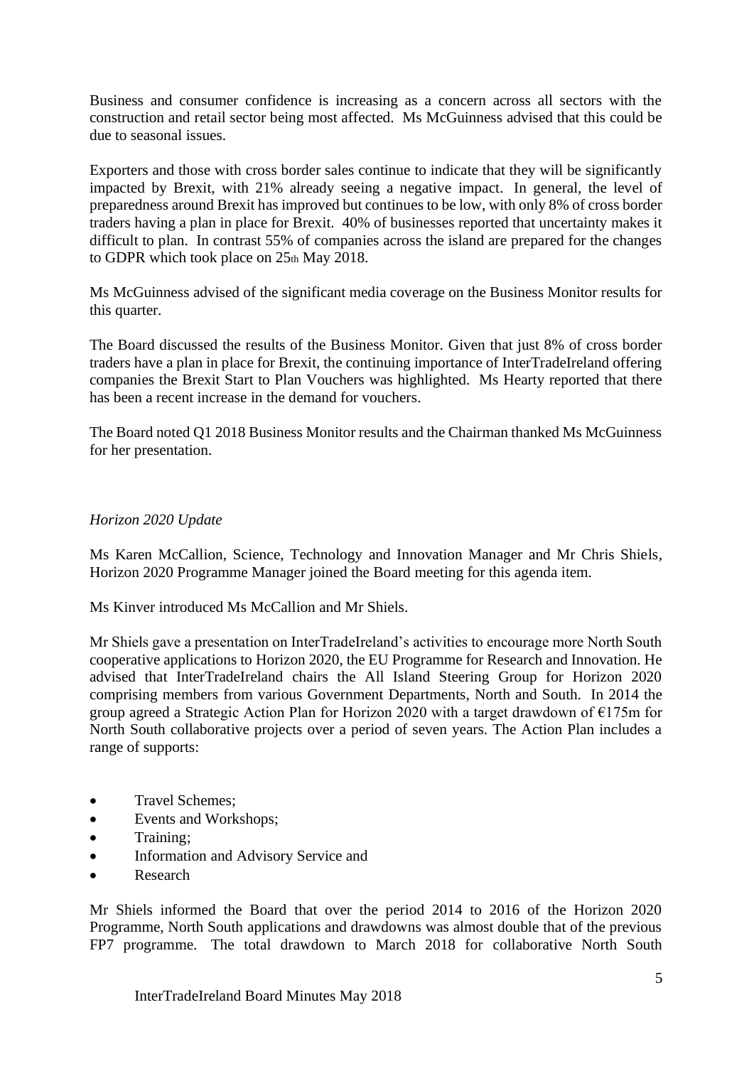Business and consumer confidence is increasing as a concern across all sectors with the construction and retail sector being most affected. Ms McGuinness advised that this could be due to seasonal issues.

Exporters and those with cross border sales continue to indicate that they will be significantly impacted by Brexit, with 21% already seeing a negative impact. In general, the level of preparedness around Brexit has improved but continues to be low, with only 8% of cross border traders having a plan in place for Brexit. 40% of businesses reported that uncertainty makes it difficult to plan. In contrast 55% of companies across the island are prepared for the changes to GDPR which took place on 25th May 2018.

Ms McGuinness advised of the significant media coverage on the Business Monitor results for this quarter.

The Board discussed the results of the Business Monitor. Given that just 8% of cross border traders have a plan in place for Brexit, the continuing importance of InterTradeIreland offering companies the Brexit Start to Plan Vouchers was highlighted. Ms Hearty reported that there has been a recent increase in the demand for vouchers.

The Board noted Q1 2018 Business Monitor results and the Chairman thanked Ms McGuinness for her presentation.

*Horizon 2020 Update*

Ms Karen McCallion, Science, Technology and Innovation Manager and Mr Chris Shiels, Horizon 2020 Programme Manager joined the Board meeting for this agenda item.

Ms Kinver introduced Ms McCallion and Mr Shiels.

Mr Shiels gave a presentation on InterTradeIreland's activities to encourage more North South cooperative applications to Horizon 2020, the EU Programme for Research and Innovation. He advised that InterTradeIreland chairs the All Island Steering Group for Horizon 2020 comprising members from various Government Departments, North and South. In 2014 the group agreed a Strategic Action Plan for Horizon 2020 with a target drawdown of €175m for North South collaborative projects over a period of seven years. The Action Plan includes a range of supports:

- Travel Schemes;
- Events and Workshops;
- Training;
- Information and Advisory Service and
- Research

Mr Shiels informed the Board that over the period 2014 to 2016 of the Horizon 2020 Programme, North South applications and drawdowns was almost double that of the previous FP7 programme. The total drawdown to March 2018 for collaborative North South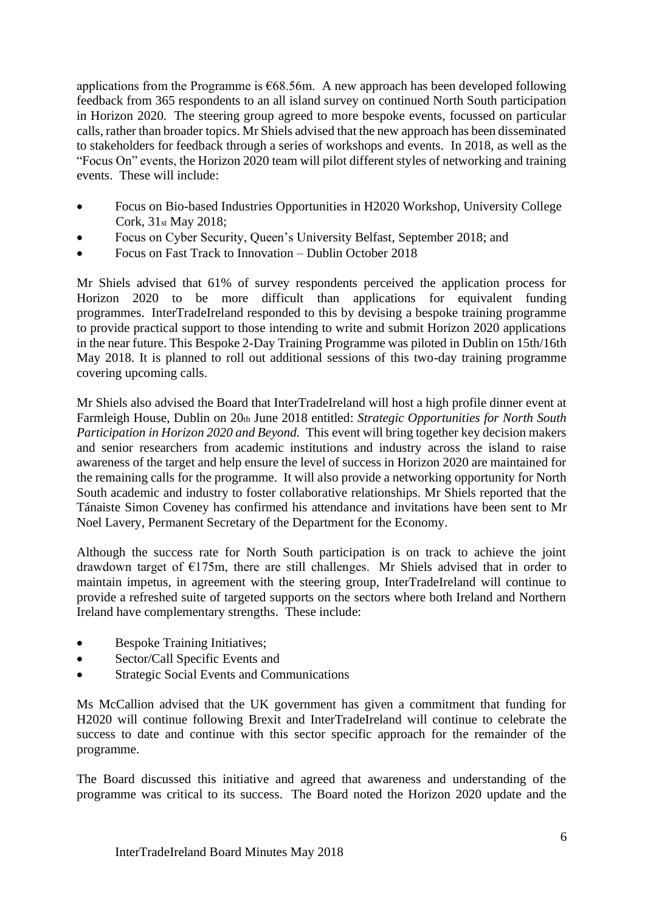applications from the Programme is €68.56m. A new approach has been developed following feedback from 365 respondents to an all island survey on continued North South participation in Horizon 2020. The steering group agreed to more bespoke events, focussed on particular calls, rather than broader topics. Mr Shiels advised that the new approach has been disseminated to stakeholders for feedback through a series of workshops and events. In 2018, as well as the "Focus On" events, the Horizon 2020 team will pilot different styles of networking and training events. These will include:

- Focus on Bio-based Industries Opportunities in H2020 Workshop, University College Cork, 31st May 2018;
- Focus on Cyber Security, Queen's University Belfast, September 2018; and
- Focus on Fast Track to Innovation – Dublin October 2018

Mr Shiels advised that 61% of survey respondents perceived the application process for Horizon 2020 to be more difficult than applications for equivalent funding programmes. InterTradeIreland responded to this by devising a bespoke training programme to provide practical support to those intending to write and submit Horizon 2020 applications in the near future. This Bespoke 2-Day Training Programme was piloted in Dublin on 15th/16th May 2018. It is planned to roll out additional sessions of this two-day training programme covering upcoming calls.

Mr Shiels also advised the Board that InterTradeIreland will host a high profile dinner event at Farmleigh House, Dublin on 20th June 2018 entitled: *Strategic Opportunities for North South Participation in Horizon 2020 and Beyond.* This event will bring together key decision makers and senior researchers from academic institutions and industry across the island to raise awareness of the target and help ensure the level of success in Horizon 2020 are maintained for the remaining calls for the programme. It will also provide a networking opportunity for North South academic and industry to foster collaborative relationships. Mr Shiels reported that the Tánaiste Simon Coveney has confirmed his attendance and invitations have been sent to Mr Noel Lavery, Permanent Secretary of the Department for the Economy.

Although the success rate for North South participation is on track to achieve the joint drawdown target of €175m, there are still challenges. Mr Shiels advised that in order to maintain impetus, in agreement with the steering group, InterTradeIreland will continue to provide a refreshed suite of targeted supports on the sectors where both Ireland and Northern Ireland have complementary strengths. These include:

- Bespoke Training Initiatives;
- Sector/Call Specific Events and
- Strategic Social Events and Communications

Ms McCallion advised that the UK government has given a commitment that funding for H2020 will continue following Brexit and InterTradeIreland will continue to celebrate the success to date and continue with this sector specific approach for the remainder of the programme.

The Board discussed this initiative and agreed that awareness and understanding of the programme was critical to its success. The Board noted the Horizon 2020 update and the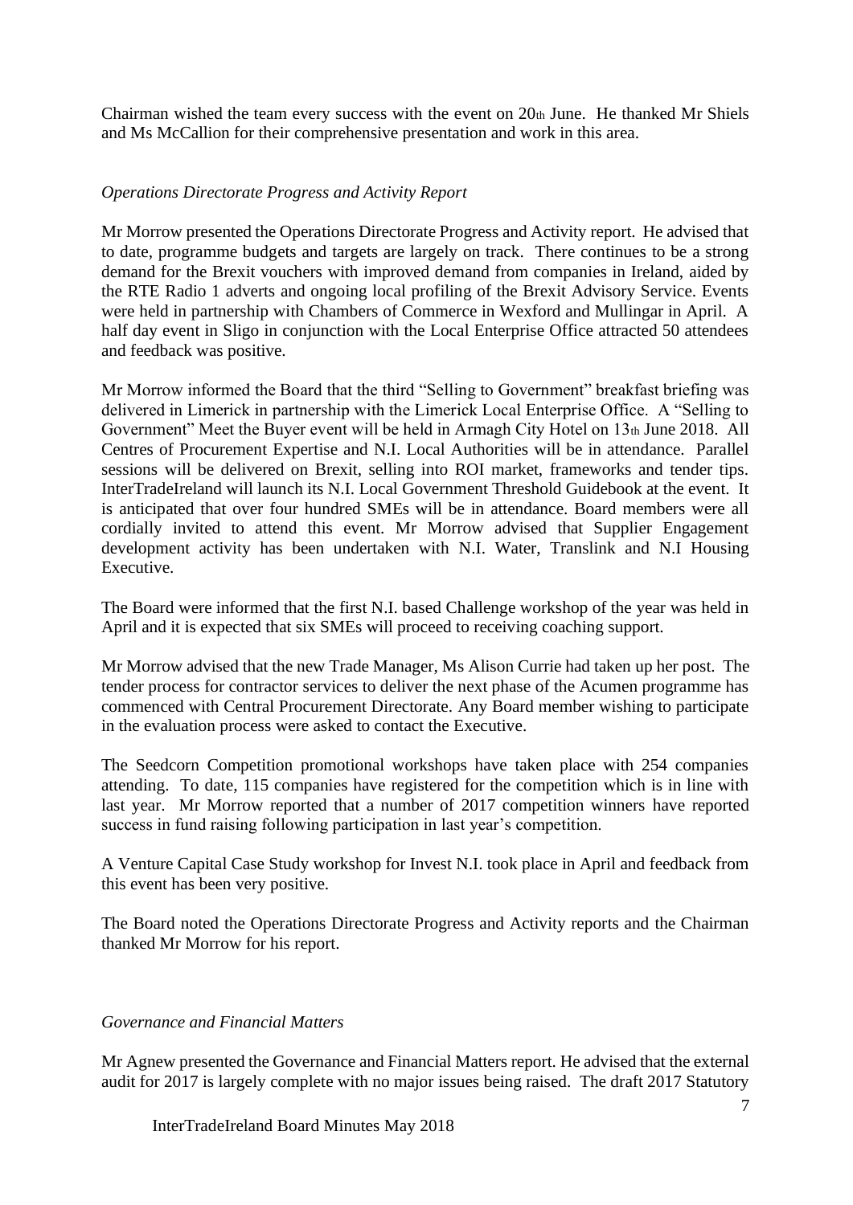Chairman wished the team every success with the event on 20th June. He thanked Mr Shiels and Ms McCallion for their comprehensive presentation and work in this area.

*Operations Directorate Progress and Activity Report*

Mr Morrow presented the Operations Directorate Progress and Activity report. He advised that to date, programme budgets and targets are largely on track. There continues to be a strong demand for the Brexit vouchers with improved demand from companies in Ireland, aided by the RTE Radio 1 adverts and ongoing local profiling of the Brexit Advisory Service. Events were held in partnership with Chambers of Commerce in Wexford and Mullingar in April. A half day event in Sligo in conjunction with the Local Enterprise Office attracted 50 attendees and feedback was positive.

Mr Morrow informed the Board that the third "Selling to Government" breakfast briefing was delivered in Limerick in partnership with the Limerick Local Enterprise Office. A "Selling to Government" Meet the Buyer event will be held in Armagh City Hotel on 13th June 2018. All Centres of Procurement Expertise and N.I. Local Authorities will be in attendance. Parallel sessions will be delivered on Brexit, selling into ROI market, frameworks and tender tips. InterTradeIreland will launch its N.I. Local Government Threshold Guidebook at the event. It is anticipated that over four hundred SMEs will be in attendance. Board members were all cordially invited to attend this event. Mr Morrow advised that Supplier Engagement development activity has been undertaken with N.I. Water, Translink and N.I Housing Executive.

The Board were informed that the first N.I. based Challenge workshop of the year was held in April and it is expected that six SMEs will proceed to receiving coaching support.

Mr Morrow advised that the new Trade Manager, Ms Alison Currie had taken up her post. The tender process for contractor services to deliver the next phase of the Acumen programme has commenced with Central Procurement Directorate. Any Board member wishing to participate in the evaluation process were asked to contact the Executive.

The Seedcorn Competition promotional workshops have taken place with 254 companies attending. To date, 115 companies have registered for the competition which is in line with last year. Mr Morrow reported that a number of 2017 competition winners have reported success in fund raising following participation in last year's competition.

A Venture Capital Case Study workshop for Invest N.I. took place in April and feedback from this event has been very positive.

The Board noted the Operations Directorate Progress and Activity reports and the Chairman thanked Mr Morrow for his report.

*Governance and Financial Matters*

Mr Agnew presented the Governance and Financial Matters report. He advised that the external audit for 2017 is largely complete with no major issues being raised. The draft 2017 Statutory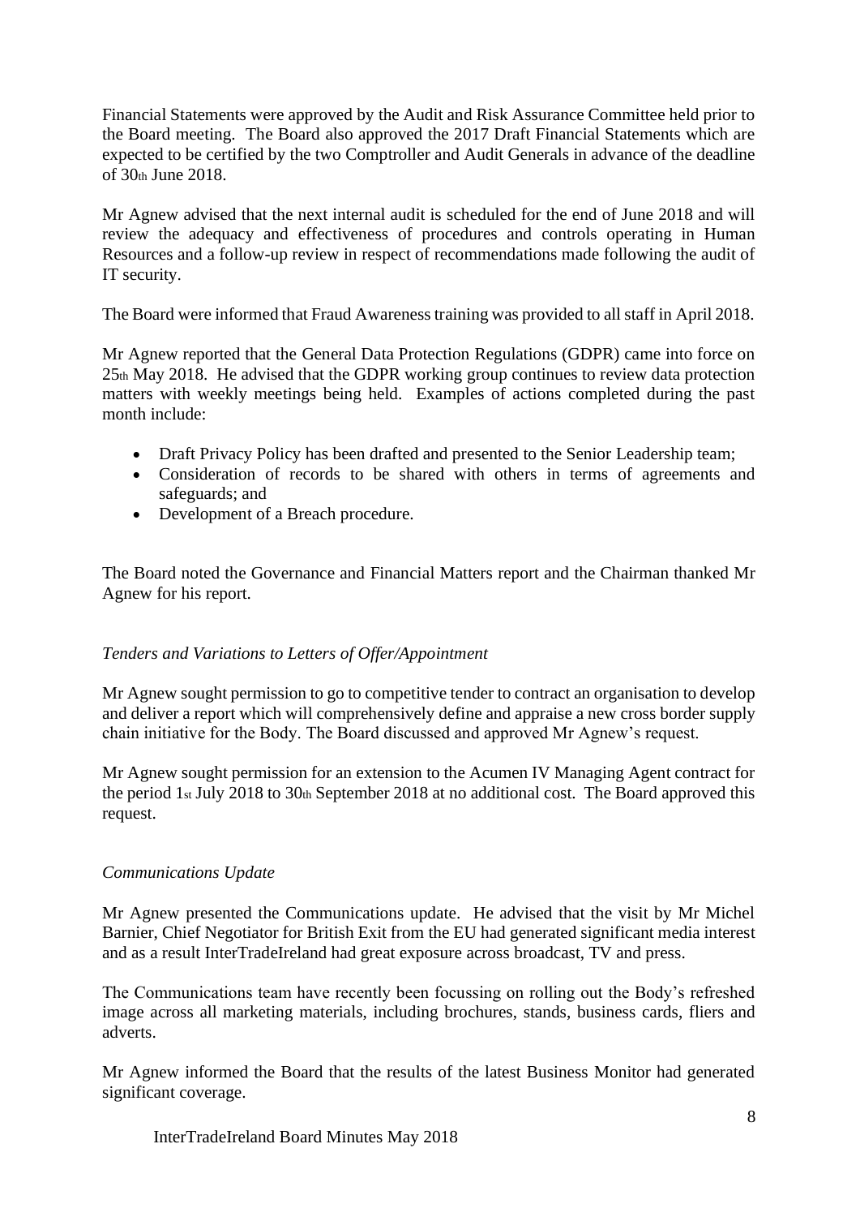Financial Statements were approved by the Audit and Risk Assurance Committee held prior to the Board meeting. The Board also approved the 2017 Draft Financial Statements which are expected to be certified by the two Comptroller and Audit Generals in advance of the deadline of 30th June 2018.

Mr Agnew advised that the next internal audit is scheduled for the end of June 2018 and will review the adequacy and effectiveness of procedures and controls operating in Human Resources and a follow-up review in respect of recommendations made following the audit of IT security.

The Board were informed that Fraud Awareness training was provided to all staff in April 2018.

Mr Agnew reported that the General Data Protection Regulations (GDPR) came into force on 25th May 2018. He advised that the GDPR working group continues to review data protection matters with weekly meetings being held. Examples of actions completed during the past month include:

- Draft Privacy Policy has been drafted and presented to the Senior Leadership team;
- Consideration of records to be shared with others in terms of agreements and safeguards; and
- Development of a Breach procedure.

The Board noted the Governance and Financial Matters report and the Chairman thanked Mr Agnew for his report.

*Tenders and Variations to Letters of Offer/Appointment*

Mr Agnew sought permission to go to competitive tender to contract an organisation to develop and deliver a report which will comprehensively define and appraise a new cross border supply chain initiative for the Body. The Board discussed and approved Mr Agnew's request.

Mr Agnew sought permission for an extension to the Acumen IV Managing Agent contract for the period 1st July 2018 to 30th September 2018 at no additional cost. The Board approved this request.

*Communications Update*

Mr Agnew presented the Communications update. He advised that the visit by Mr Michel Barnier, Chief Negotiator for British Exit from the EU had generated significant media interest and as a result InterTradeIreland had great exposure across broadcast, TV and press.

The Communications team have recently been focussing on rolling out the Body's refreshed image across all marketing materials, including brochures, stands, business cards, fliers and adverts.

Mr Agnew informed the Board that the results of the latest Business Monitor had generated significant coverage.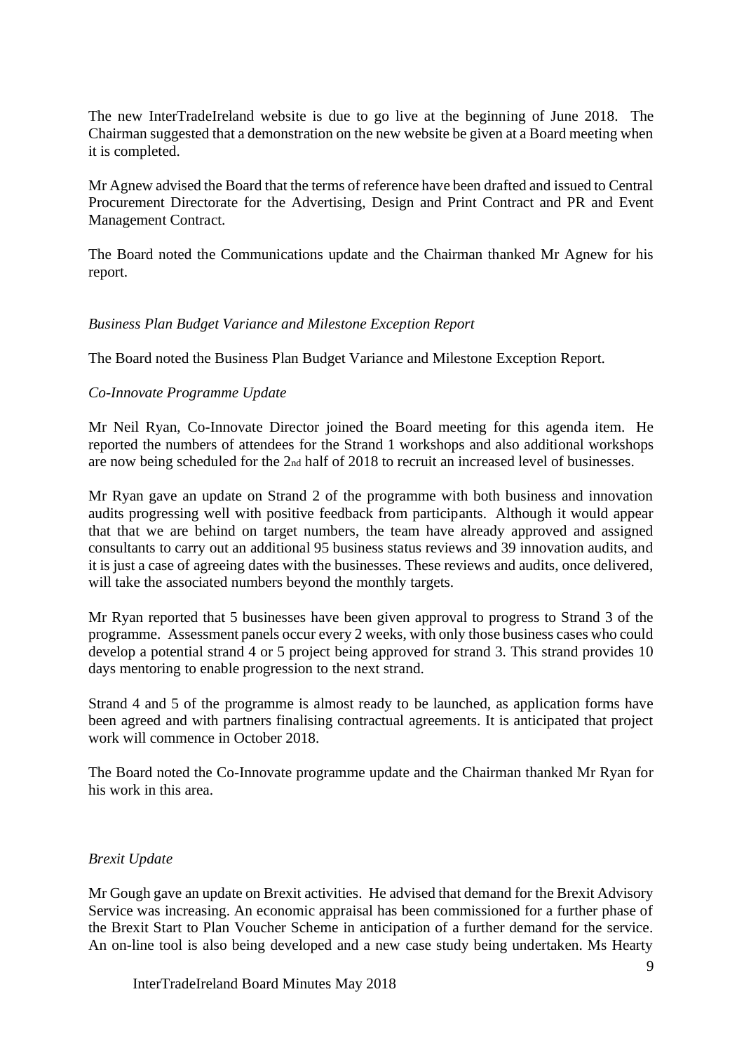The new InterTradeIreland website is due to go live at the beginning of June 2018. The Chairman suggested that a demonstration on the new website be given at a Board meeting when it is completed.

Mr Agnew advised the Board that the terms of reference have been drafted and issued to Central Procurement Directorate for the Advertising, Design and Print Contract and PR and Event Management Contract.

The Board noted the Communications update and the Chairman thanked Mr Agnew for his report.

*Business Plan Budget Variance and Milestone Exception Report*

The Board noted the Business Plan Budget Variance and Milestone Exception Report.

*Co-Innovate Programme Update*

Mr Neil Ryan, Co-Innovate Director joined the Board meeting for this agenda item. He reported the numbers of attendees for the Strand 1 workshops and also additional workshops are now being scheduled for the 2nd half of 2018 to recruit an increased level of businesses.

Mr Ryan gave an update on Strand 2 of the programme with both business and innovation audits progressing well with positive feedback from participants. Although it would appear that that we are behind on target numbers, the team have already approved and assigned consultants to carry out an additional 95 business status reviews and 39 innovation audits, and it is just a case of agreeing dates with the businesses. These reviews and audits, once delivered, will take the associated numbers beyond the monthly targets.

Mr Ryan reported that 5 businesses have been given approval to progress to Strand 3 of the programme. Assessment panels occur every 2 weeks, with only those business cases who could develop a potential strand 4 or 5 project being approved for strand 3. This strand provides 10 days mentoring to enable progression to the next strand.

Strand 4 and 5 of the programme is almost ready to be launched, as application forms have been agreed and with partners finalising contractual agreements. It is anticipated that project work will commence in October 2018.

The Board noted the Co-Innovate programme update and the Chairman thanked Mr Ryan for his work in this area.

*Brexit Update*

Mr Gough gave an update on Brexit activities. He advised that demand for the Brexit Advisory Service was increasing. An economic appraisal has been commissioned for a further phase of the Brexit Start to Plan Voucher Scheme in anticipation of a further demand for the service. An on-line tool is also being developed and a new case study being undertaken. Ms Hearty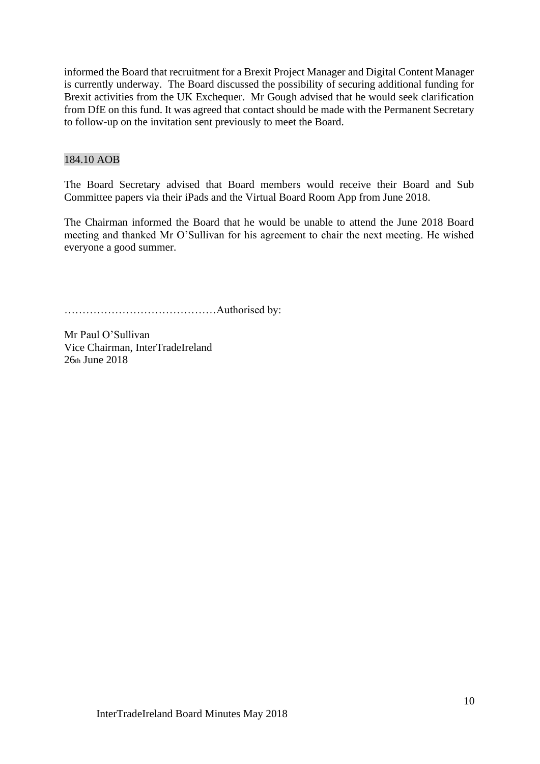informed the Board that recruitment for a Brexit Project Manager and Digital Content Manager is currently underway. The Board discussed the possibility of securing additional funding for Brexit activities from the UK Exchequer. Mr Gough advised that he would seek clarification from DfE on this fund. It was agreed that contact should be made with the Permanent Secretary to follow-up on the invitation sent previously to meet the Board.

## 184.10 AOB

The Board Secretary advised that Board members would receive their Board and Sub Committee papers via their iPads and the Virtual Board Room App from June 2018.

The Chairman informed the Board that he would be unable to attend the June 2018 Board meeting and thanked Mr O'Sullivan for his agreement to chair the next meeting. He wished everyone a good summer.

……………………………………Authorised by:

Mr Paul O'Sullivan
Vice Chairman, InterTradeIreland
26th June 2018